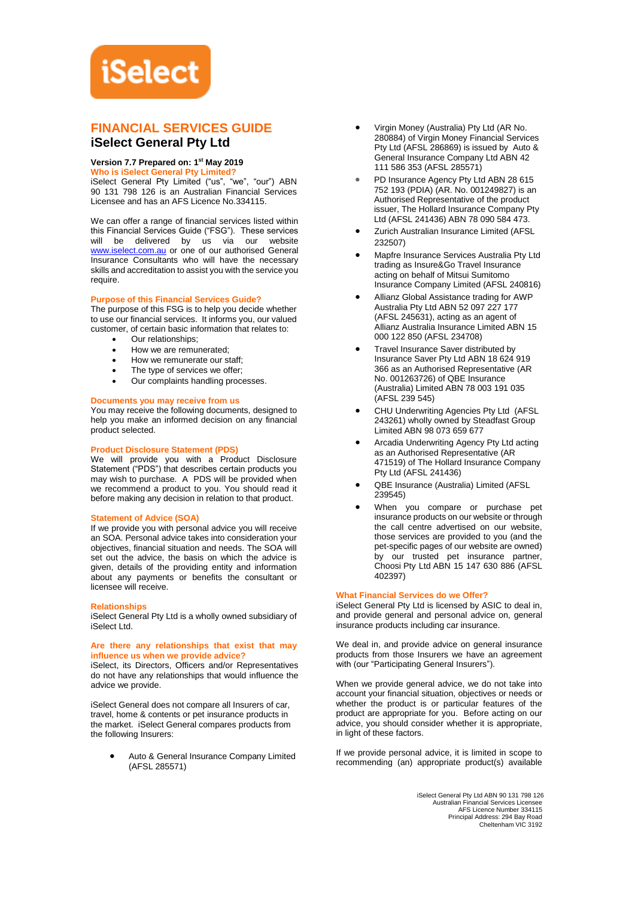# FINANCIAL SERVICES GUIDE

## iSelect General Pty Ltd

**Version 7.7 Prepared on: 1st May 2019**

### Who is iSelect General Pty Limited?

iSelect General Pty Limited ("us", "we", "our") ABN 90 131 798 126 is an Australian Financial Services Licensee and has an AFS Licence No.334115.

We can offer a range of financial services listed within this Financial Services Guide ("FSG"). These services will be delivered by us via our website www.iselect.com.au or one of our authorised General Insurance Consultants who will have the necessary skills and accreditation to assist you with the service you require.

### Purpose of this Financial Services Guide?

The purpose of this FSG is to help you decide whether to use our financial services. It informs you, our valued customer, of certain basic information that relates to:

- Our relationships;
- How we are remunerated;
- How we remunerate our staff;
- The type of services we offer;
- Our complaints handling processes.

### Documents you may receive from us

You may receive the following documents, designed to help you make an informed decision on any financial product selected.

### Product Disclosure Statement (PDS)

We will provide you with a Product Disclosure Statement ("PDS") that describes certain products you may wish to purchase. A PDS will be provided when we recommend a product to you. You should read it before making any decision in relation to that product.

### Statement of Advice (SOA)

If we provide you with personal advice you will receive an SOA. Personal advice takes into consideration your objectives, financial situation and needs. The SOA will set out the advice, the basis on which the advice is given, details of the providing entity and information about any payments or benefits the consultant or licensee will receive.

### Relationships

iSelect General Pty Ltd is a wholly owned subsidiary of iSelect Ltd.

### Are there any relationships that exist that may influence us when we provide advice?

iSelect, its Directors, Officers and/or Representatives do not have any relationships that would influence the advice we provide.

iSelect General does not compare all Insurers of car, travel, home & contents or pet insurance products in the market. iSelect General compares products from the following Insurers:

- Auto & General Insurance Company Limited (AFSL 285571)
- Virgin Money (Australia) Pty Ltd (AR No. 280884) of Virgin Money Financial Services Pty Ltd (AFSL 286869) is issued by Auto & General Insurance Company Ltd ABN 42 111 586 353 (AFSL 285571)
- PD Insurance Agency Pty Ltd ABN 28 615 752 193 (PDIA) (AR. No. 001249827) is an Authorised Representative of the product issuer, The Hollard Insurance Company Pty Ltd (AFSL 241436) ABN 78 090 584 473.
- Zurich Australian Insurance Limited (AFSL 232507)
- Mapfre Insurance Services Australia Pty Ltd trading as Insure&Go Travel Insurance acting on behalf of Mitsui Sumitomo Insurance Company Limited (AFSL 240816)
- Allianz Global Assistance trading for AWP Australia Pty Ltd ABN 52 097 227 177 (AFSL 245631), acting as an agent of Allianz Australia Insurance Limited ABN 15 000 122 850 (AFSL 234708)
- Travel Insurance Saver distributed by Insurance Saver Pty Ltd ABN 18 624 919 366 as an Authorised Representative (AR No. 001263726) of QBE Insurance (Australia) Limited ABN 78 003 191 035 (AFSL 239 545)
- CHU Underwriting Agencies Pty Ltd (AFSL 243261) wholly owned by Steadfast Group Limited ABN 98 073 659 677
- Arcadia Underwriting Agency Pty Ltd acting as an Authorised Representative (AR 471519) of The Hollard Insurance Company Pty Ltd (AFSL 241436)
- QBE Insurance (Australia) Limited (AFSL 239545)
- When you compare or purchase pet insurance products on our website or through the call centre advertised on our website, those services are provided to you (and the pet-specific pages of our website are owned) by our trusted pet insurance partner, Choosi Pty Ltd ABN 15 147 630 886 (AFSL 402397)

### What Financial Services do we Offer?

iSelect General Pty Ltd is licensed by ASIC to deal in, and provide general and personal advice on, general insurance products including car insurance.

We deal in, and provide advice on general insurance products from those Insurers we have an agreement with (our "Participating General Insurers").

When we provide general advice, we do not take into account your financial situation, objectives or needs or whether the product is or particular features of the product are appropriate for you. Before acting on our advice, you should consider whether it is appropriate, in light of these factors.

If we provide personal advice, it is limited in scope to recommending (an) appropriate product(s) available

iSelect General Pty Ltd ABN 90 131 798 126
Australian Financial Services Licensee
AFS Licence Number 334115
Principal Address: 294 Bay Road
Cheltenham VIC 3192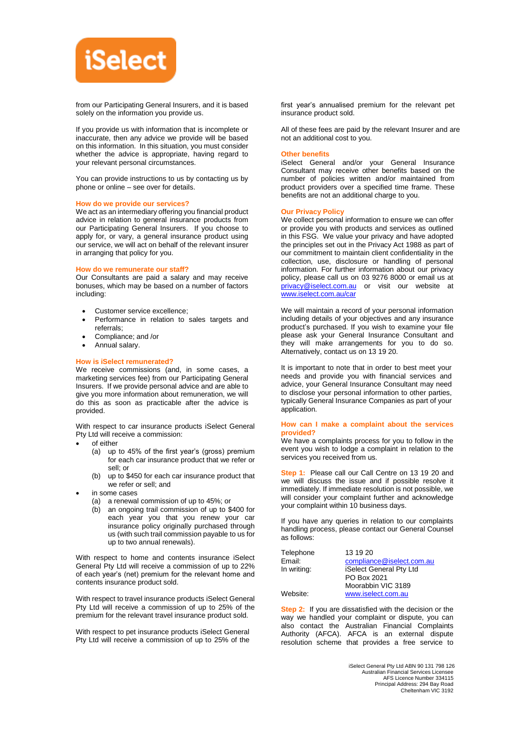from our Participating General Insurers, and it is based solely on the information you provide us.

If you provide us with information that is incomplete or inaccurate, then any advice we provide will be based on this information. In this situation, you must consider whether the advice is appropriate, having regard to your relevant personal circumstances.

You can provide instructions to us by contacting us by phone or online – see over for details.

### How do we provide our services?

We act as an intermediary offering you financial product advice in relation to general insurance products from our Participating General Insurers. If you choose to apply for, or vary, a general insurance product using our service, we will act on behalf of the relevant insurer in arranging that policy for you.

### How do we remunerate our staff?

Our Consultants are paid a salary and may receive bonuses, which may be based on a number of factors including:

- Customer service excellence;
- Performance in relation to sales targets and referrals;
- Compliance; and /or
- Annual salary.

### How is iSelect remunerated?

We receive commissions (and, in some cases, a marketing services fee) from our Participating General Insurers. If we provide personal advice and are able to give you more information about remuneration, we will do this as soon as practicable after the advice is provided.

With respect to car insurance products iSelect General Pty Ltd will receive a commission:

- of either
  - (a) up to 45% of the first year's (gross) premium for each car insurance product that we refer or sell; or
  - (b) up to $450 for each car insurance product that we refer or sell; and
- in some cases
  - (a) a renewal commission of up to 45%; or
  - (b) an ongoing trail commission of up to $400 for each year you that you renew your car insurance policy originally purchased through us (with such trail commission payable to us for up to two annual renewals).

With respect to home and contents insurance iSelect General Pty Ltd will receive a commission of up to 22% of each year's (net) premium for the relevant home and contents insurance product sold.

With respect to travel insurance products iSelect General Pty Ltd will receive a commission of up to 25% of the premium for the relevant travel insurance product sold.

With respect to pet insurance products iSelect General Pty Ltd will receive a commission of up to 25% of the first year's annualised premium for the relevant pet insurance product sold.

All of these fees are paid by the relevant Insurer and are not an additional cost to you.

### Other benefits

iSelect General and/or your General Insurance Consultant may receive other benefits based on the number of policies written and/or maintained from product providers over a specified time frame. These benefits are not an additional charge to you.

### Our Privacy Policy

We collect personal information to ensure we can offer or provide you with products and services as outlined in this FSG. We value your privacy and have adopted the principles set out in the Privacy Act 1988 as part of our commitment to maintain client confidentiality in the collection, use, disclosure or handling of personal information. For further information about our privacy policy, please call us on 03 9276 8000 or email us at privacy@iselect.com.au or visit our website at www.iselect.com.au/car

We will maintain a record of your personal information including details of your objectives and any insurance product's purchased. If you wish to examine your file please ask your General Insurance Consultant and they will make arrangements for you to do so. Alternatively, contact us on 13 19 20.

It is important to note that in order to best meet your needs and provide you with financial services and advice, your General Insurance Consultant may need to disclose your personal information to other parties, typically General Insurance Companies as part of your application.

### How can I make a complaint about the services provided?

We have a complaints process for you to follow in the event you wish to lodge a complaint in relation to the services you received from us.

**Step 1:** Please call our Call Centre on 13 19 20 and we will discuss the issue and if possible resolve it immediately. If immediate resolution is not possible, we will consider your complaint further and acknowledge your complaint within 10 business days.

If you have any queries in relation to our complaints handling process, please contact our General Counsel as follows:

| | |
|---|---|
| Telephone | 13 19 20 |
| Email: | compliance@iselect.com.au |
| In writing: | iSelect General Pty Ltd<br>PO Box 2021<br>Moorabbin VIC 3189 |
| Website: | www.iselect.com.au |

**Step 2:** If you are dissatisfied with the decision or the way we handled your complaint or dispute, you can also contact the Australian Financial Complaints Authority (AFCA). AFCA is an external dispute resolution scheme that provides a free service to

iSelect General Pty Ltd ABN 90 131 798 126
Australian Financial Services Licensee
AFS Licence Number 334115
Principal Address: 294 Bay Road
Cheltenham VIC 3192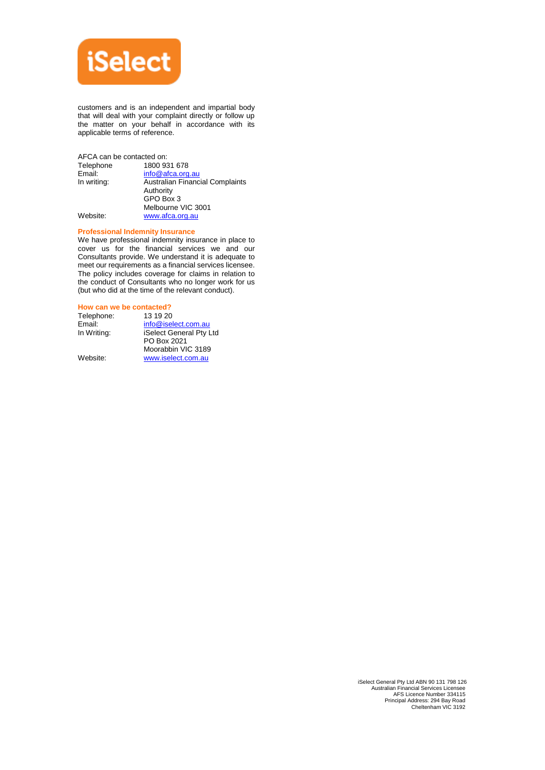customers and is an independent and impartial body that will deal with your complaint directly or follow up the matter on your behalf in accordance with its applicable terms of reference.

AFCA can be contacted on:

| | |
|---|---|
| Telephone | 1800 931 678 |
| Email: | info@afca.org.au |
| In writing: | Australian Financial Complaints Authority<br>GPO Box 3<br>Melbourne VIC 3001 |
| Website: | www.afca.org.au |

**Professional Indemnity Insurance**

We have professional indemnity insurance in place to cover us for the financial services we and our Consultants provide. We understand it is adequate to meet our requirements as a financial services licensee. The policy includes coverage for claims in relation to the conduct of Consultants who no longer work for us (but who did at the time of the relevant conduct).

**How can we be contacted?**

| | |
|---|---|
| Telephone: | 13 19 20 |
| Email: | info@iselect.com.au |
| In Writing: | iSelect General Pty Ltd<br>PO Box 2021<br>Moorabbin VIC 3189 |
| Website: | www.iselect.com.au |

iSelect General Pty Ltd ABN 90 131 798 126
Australian Financial Services Licensee
AFS Licence Number 334115
Principal Address: 294 Bay Road
Cheltenham VIC 3192